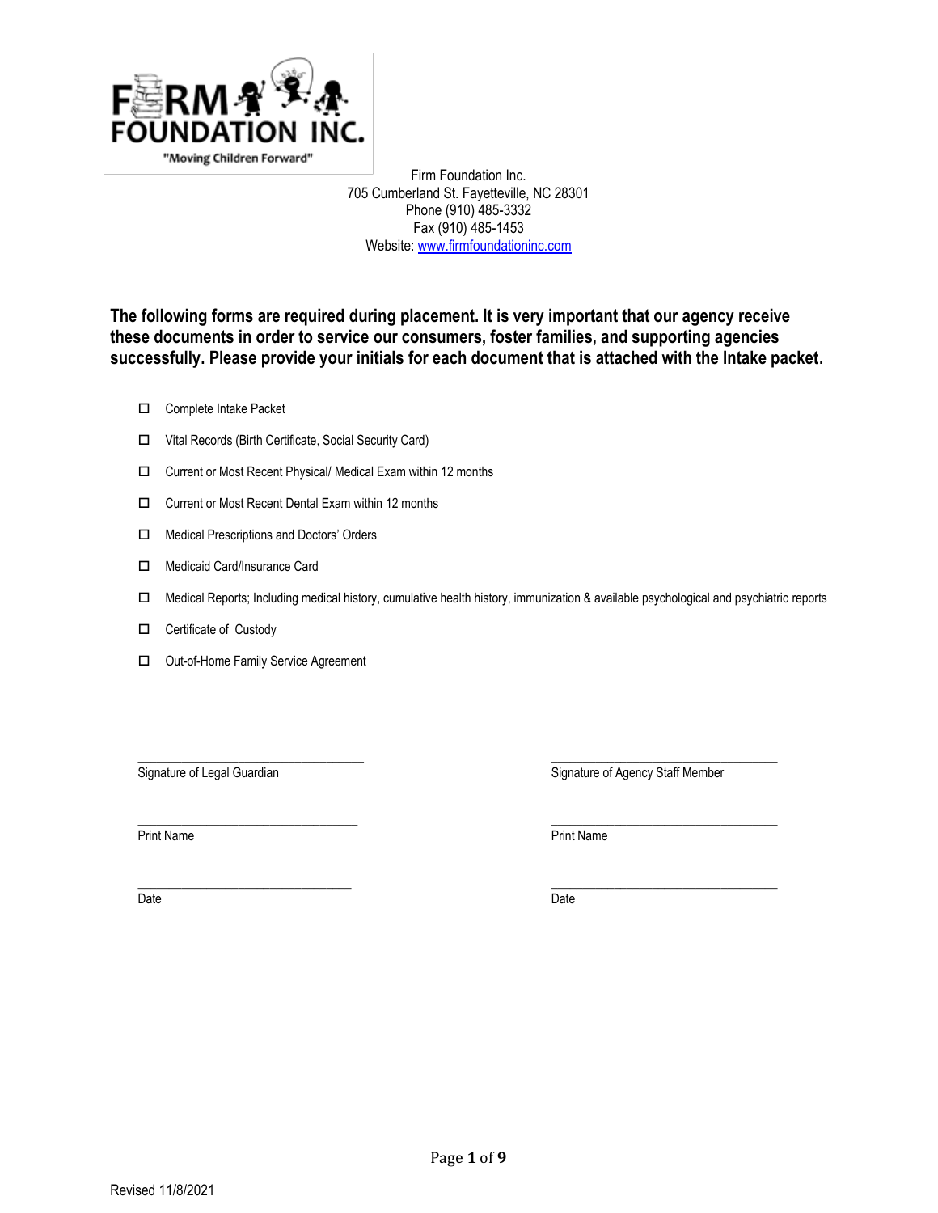FIRM FOUNDATION INC.

"Moving Children Forward"

Firm Foundation Inc.
705 Cumberland St. Fayetteville, NC 28301
Phone (910) 485-3332
Fax (910) 485-1453
Website: www.firmfoundationinc.com

**The following forms are required during placement. It is very important that our agency receive these documents in order to service our consumers, foster families, and supporting agencies successfully. Please provide your initials for each document that is attached with the Intake packet.**

- ☐ Complete Intake Packet
- ☐ Vital Records (Birth Certificate, Social Security Card)
- ☐ Current or Most Recent Physical/ Medical Exam within 12 months
- ☐ Current or Most Recent Dental Exam within 12 months
- ☐ Medical Prescriptions and Doctors' Orders
- ☐ Medicaid Card/Insurance Card
- ☐ Medical Reports; Including medical history, cumulative health history, immunization & available psychological and psychiatric reports
- ☐ Certificate of Custody
- ☐ Out-of-Home Family Service Agreement

___________________________________
Signature of Legal Guardian

___________________________________
Print Name

___________________________________
Date

___________________________________
Signature of Agency Staff Member

___________________________________
Print Name

___________________________________
Date

Revised 11/8/2021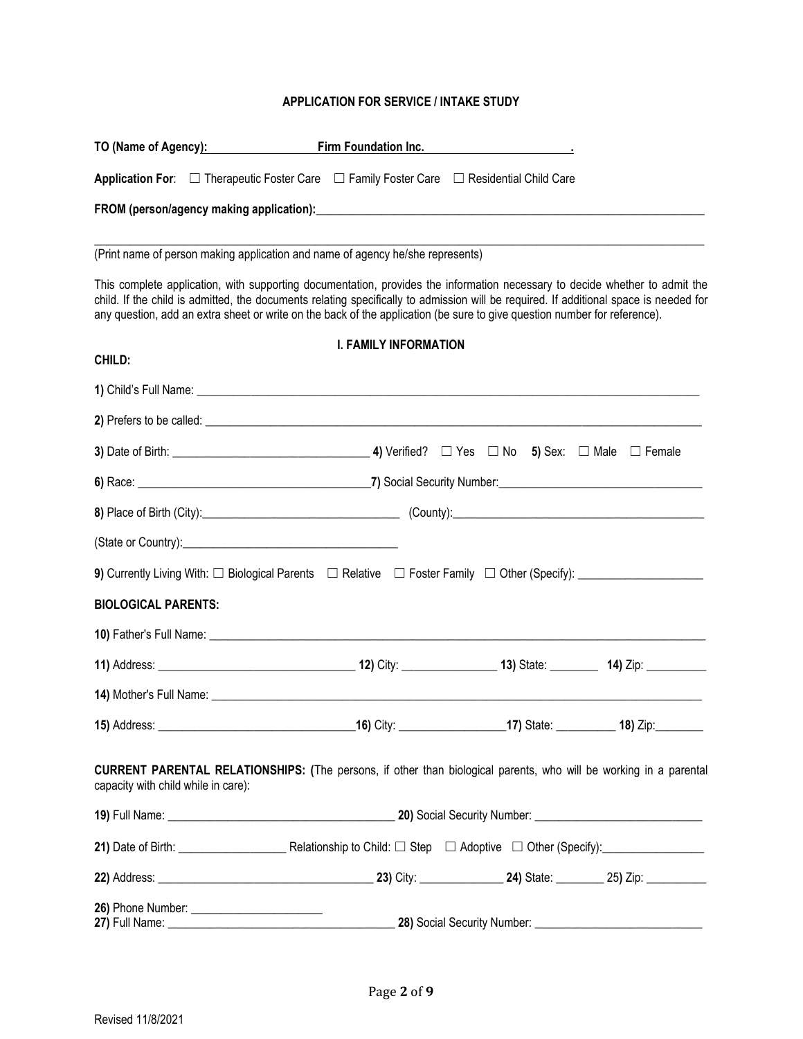**APPLICATION FOR SERVICE / INTAKE STUDY**

**TO (Name of Agency):** **Firm Foundation Inc.** **.**

**Application For**: ☐ Therapeutic Foster Care ☐ Family Foster Care ☐ Residential Child Care

**FROM (person/agency making application):**___________________________________________________________________

_______________________________________________________________________________________________

(Print name of person making application and name of agency he/she represents)

This complete application, with supporting documentation, provides the information necessary to decide whether to admit the child. If the child is admitted, the documents relating specifically to admission will be required. If additional space is needed for any question, add an extra sheet or write on the back of the application (be sure to give question number for reference).

## I. FAMILY INFORMATION

**CHILD:**

**1)** Child's Full Name: _______________________________________________________________________________

**2)** Prefers to be called: ______________________________________________________________________________

**3)** Date of Birth: ________________________________ **4)** Verified? ☐ Yes ☐ No **5)** Sex: ☐ Male ☐ Female

**6)** Race: ______________________________________ **7)** Social Security Number:________________________________

**8)** Place of Birth (City):________________________________ (County):________________________________________

(State or Country):___________________________________

**9)** Currently Living With: ☐ Biological Parents ☐ Relative ☐ Foster Family ☐ Other (Specify): ____________________

**BIOLOGICAL PARENTS:**

**10)** Father's Full Name: ______________________________________________________________________________

**11)** Address: ________________________________ **12)** City: _______________ **13)** State: ________ **14)** Zip: __________

**14)** Mother's Full Name: ______________________________________________________________________________

**15)** Address: ________________________________**16)** City: _________________**17)** State: _________ **18)** Zip:________

**CURRENT PARENTAL RELATIONSHIPS: (**The persons, if other than biological parents, who will be working in a parental capacity with child while in care):

**19)** Full Name: _____________________________________ **20)** Social Security Number: ___________________________

**21)** Date of Birth: __________________ Relationship to Child: ☐ Step ☐ Adoptive ☐ Other (Specify):_________________

**22)** Address: ___________________________________ **23)** City: ______________ **24)** State: ________ 25) Zip: __________

**26)** Phone Number: ______________________

**27)** Full Name: _____________________________________ **28)** Social Security Number: ___________________________

Revised 11/8/2021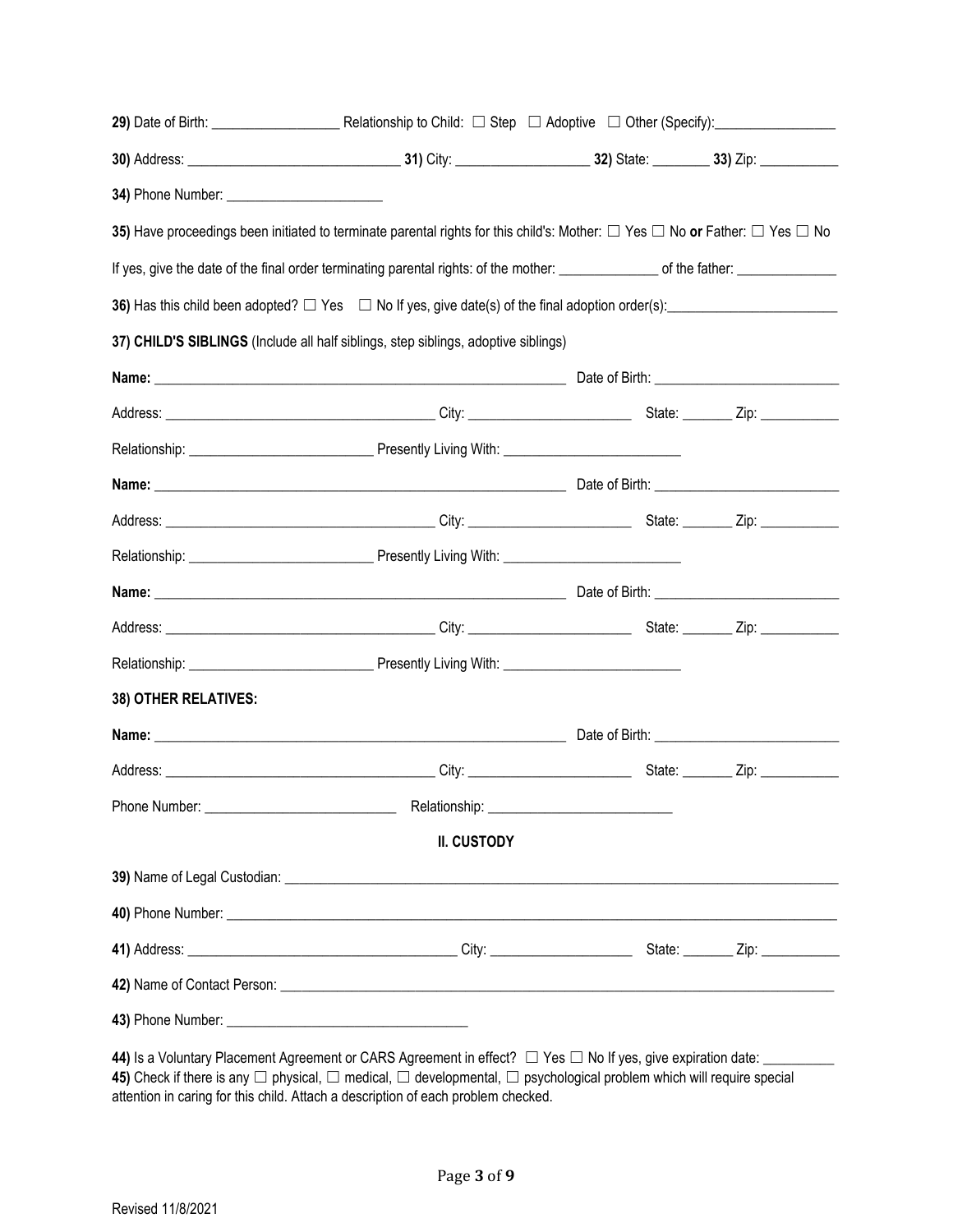**29)** Date of Birth: __________________ Relationship to Child: ☐ Step ☐ Adoptive ☐ Other (Specify):_________________

**30)** Address: ______________________________ **31)** City: ___________________ **32)** State: ________ **33)** Zip: ___________

**34)** Phone Number: ______________________

**35)** Have proceedings been initiated to terminate parental rights for this child's: Mother: ☐ Yes ☐ No **or** Father: ☐ Yes ☐ No

If yes, give the date of the final order terminating parental rights: of the mother: ______________ of the father: ______________

**36)** Has this child been adopted? ☐ Yes ☐ No If yes, give date(s) of the final adoption order(s):________________________

**37) CHILD'S SIBLINGS** (Include all half siblings, step siblings, adoptive siblings)

**Name:** ____________________________________________________________ Date of Birth: __________________________

Address: ______________________________________ City: _______________________ State: _______ Zip: ___________

Relationship: _________________________ Presently Living With: _________________________

**Name:** ____________________________________________________________ Date of Birth: __________________________

Address: ______________________________________ City: _______________________ State: _______ Zip: ___________

Relationship: _________________________ Presently Living With: _________________________

**Name:** ____________________________________________________________ Date of Birth: __________________________

Address: ______________________________________ City: _______________________ State: _______ Zip: ___________

Relationship: _________________________ Presently Living With: _________________________

**38) OTHER RELATIVES:**

**Name:** ____________________________________________________________ Date of Birth: __________________________

Address: ______________________________________ City: _______________________ State: _______ Zip: ___________

Phone Number: ___________________________ Relationship: __________________________

## II. CUSTODY

**39)** Name of Legal Custodian: ______________________________________________________________________________

**40)** Phone Number: ______________________________________________________________________________________

**41)** Address: ______________________________________ City: ____________________ State: _______ Zip: ___________

**42)** Name of Contact Person: ________________________________________________________________________________

**43)** Phone Number: __________________________________

**44)** Is a Voluntary Placement Agreement or CARS Agreement in effect? ☐ Yes ☐ No If yes, give expiration date: __________

**45)** Check if there is any ☐ physical, ☐ medical, ☐ developmental, ☐ psychological problem which will require special attention in caring for this child. Attach a description of each problem checked.

Revised 11/8/2021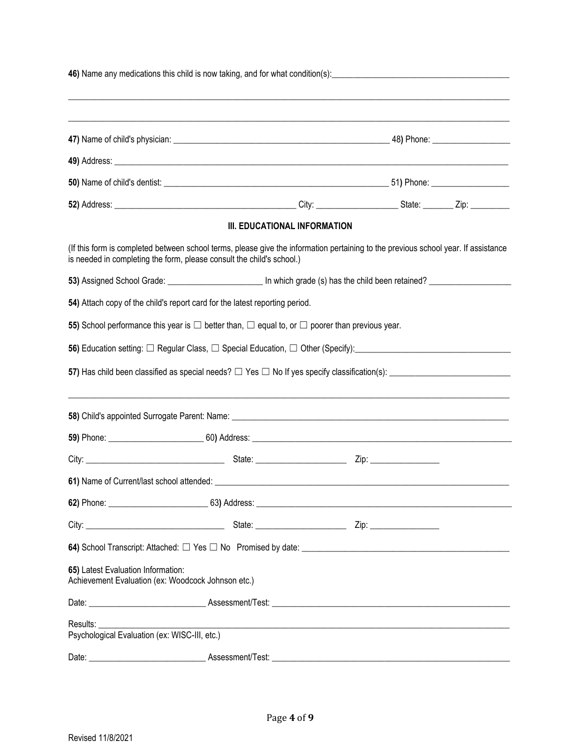**46)** Name any medications this child is now taking, and for what condition(s):\_\_\_\_\_\_\_\_\_\_\_\_\_\_\_\_\_\_\_\_\_\_\_\_\_\_\_\_\_\_\_\_\_\_\_\_\_\_\_\_\_

\_\_\_\_\_\_\_\_\_\_\_\_\_\_\_\_\_\_\_\_\_\_\_\_\_\_\_\_\_\_\_\_\_\_\_\_\_\_\_\_\_\_\_\_\_\_\_\_\_\_\_\_\_\_\_\_\_\_\_\_\_\_\_\_\_\_\_\_\_\_\_\_\_\_\_\_\_\_\_\_\_\_\_\_\_\_\_\_\_\_\_\_\_\_

\_\_\_\_\_\_\_\_\_\_\_\_\_\_\_\_\_\_\_\_\_\_\_\_\_\_\_\_\_\_\_\_\_\_\_\_\_\_\_\_\_\_\_\_\_\_\_\_\_\_\_\_\_\_\_\_\_\_\_\_\_\_\_\_\_\_\_\_\_\_\_\_\_\_\_\_\_\_\_\_\_\_\_\_\_\_\_\_\_\_\_\_\_\_

**47)** Name of child's physician: \_\_\_\_\_\_\_\_\_\_\_\_\_\_\_\_\_\_\_\_\_\_\_\_\_\_\_\_\_\_\_\_\_\_\_\_\_\_\_\_\_\_\_\_\_\_\_\_\_\_ 48**)** Phone: \_\_\_\_\_\_\_\_\_\_\_\_\_\_\_\_\_\_

**49)** Address: \_\_\_\_\_\_\_\_\_\_\_\_\_\_\_\_\_\_\_\_\_\_\_\_\_\_\_\_\_\_\_\_\_\_\_\_\_\_\_\_\_\_\_\_\_\_\_\_\_\_\_\_\_\_\_\_\_\_\_\_\_\_\_\_\_\_\_\_\_\_\_\_\_\_\_\_\_\_\_\_\_\_\_\_

**50)** Name of child's dentist: \_\_\_\_\_\_\_\_\_\_\_\_\_\_\_\_\_\_\_\_\_\_\_\_\_\_\_\_\_\_\_\_\_\_\_\_\_\_\_\_\_\_\_\_\_\_\_\_\_\_\_\_ 51**)** Phone: \_\_\_\_\_\_\_\_\_\_\_\_\_\_\_\_\_\_

**52)** Address: \_\_\_\_\_\_\_\_\_\_\_\_\_\_\_\_\_\_\_\_\_\_\_\_\_\_\_\_\_\_\_\_\_\_\_\_\_\_\_\_\_ City: \_\_\_\_\_\_\_\_\_\_\_\_\_\_\_\_\_\_\_ State: \_\_\_\_\_\_\_ Zip: \_\_\_\_\_\_\_\_\_

## III. EDUCATIONAL INFORMATION

(If this form is completed between school terms, please give the information pertaining to the previous school year. If assistance is needed in completing the form, please consult the child's school.)

**53)** Assigned School Grade: \_\_\_\_\_\_\_\_\_\_\_\_\_\_\_\_\_\_\_\_\_\_ In which grade (s) has the child been retained? \_\_\_\_\_\_\_\_\_\_\_\_\_\_\_\_\_\_\_

**54)** Attach copy of the child's report card for the latest reporting period.

**55)** School performance this year is ☐ better than, ☐ equal to, or ☐ poorer than previous year.

**56)** Education setting: ☐ Regular Class, ☐ Special Education, ☐ Other (Specify):\_\_\_\_\_\_\_\_\_\_\_\_\_\_\_\_\_\_\_\_\_\_\_\_\_\_\_\_\_\_\_\_\_\_\_

**57)** Has child been classified as special needs? ☐ Yes ☐ No If yes specify classification(s): \_\_\_\_\_\_\_\_\_\_\_\_\_\_\_\_\_\_\_\_\_\_\_\_\_\_\_

\_\_\_\_\_\_\_\_\_\_\_\_\_\_\_\_\_\_\_\_\_\_\_\_\_\_\_\_\_\_\_\_\_\_\_\_\_\_\_\_\_\_\_\_\_\_\_\_\_\_\_\_\_\_\_\_\_\_\_\_\_\_\_\_\_\_\_\_\_\_\_\_\_\_\_\_\_\_\_\_\_\_\_\_\_\_\_\_\_\_\_\_\_\_

**58)** Child's appointed Surrogate Parent: Name: \_\_\_\_\_\_\_\_\_\_\_\_\_\_\_\_\_\_\_\_\_\_\_\_\_\_\_\_\_\_\_\_\_\_\_\_\_\_\_\_\_\_\_\_\_\_\_\_\_\_\_\_\_\_\_\_\_\_\_\_\_\_

**59)** Phone: \_\_\_\_\_\_\_\_\_\_\_\_\_\_\_\_\_\_\_\_\_\_ 60**)** Address: \_\_\_\_\_\_\_\_\_\_\_\_\_\_\_\_\_\_\_\_\_\_\_\_\_\_\_\_\_\_\_\_\_\_\_\_\_\_\_\_\_\_\_\_\_\_\_\_\_\_\_\_\_\_\_\_\_\_\_

City: \_\_\_\_\_\_\_\_\_\_\_\_\_\_\_\_\_\_\_\_\_\_\_\_\_\_\_\_\_\_\_\_ State: \_\_\_\_\_\_\_\_\_\_\_\_\_\_\_\_\_\_\_\_\_ Zip: \_\_\_\_\_\_\_\_\_\_\_\_\_\_\_\_

**61)** Name of Current/last school attended: \_\_\_\_\_\_\_\_\_\_\_\_\_\_\_\_\_\_\_\_\_\_\_\_\_\_\_\_\_\_\_\_\_\_\_\_\_\_\_\_\_\_\_\_\_\_\_\_\_\_\_\_\_\_\_\_\_\_\_\_\_\_\_\_\_

**62)** Phone: \_\_\_\_\_\_\_\_\_\_\_\_\_\_\_\_\_\_\_\_\_\_\_ 63**)** Address: \_\_\_\_\_\_\_\_\_\_\_\_\_\_\_\_\_\_\_\_\_\_\_\_\_\_\_\_\_\_\_\_\_\_\_\_\_\_\_\_\_\_\_\_\_\_\_\_\_\_\_\_\_\_\_\_\_\_\_

City: \_\_\_\_\_\_\_\_\_\_\_\_\_\_\_\_\_\_\_\_\_\_\_\_\_\_\_\_\_\_\_\_ State: \_\_\_\_\_\_\_\_\_\_\_\_\_\_\_\_\_\_\_\_\_ Zip: \_\_\_\_\_\_\_\_\_\_\_\_\_\_\_\_

**64)** School Transcript: Attached: ☐ Yes ☐ No Promised by date: \_\_\_\_\_\_\_\_\_\_\_\_\_\_\_\_\_\_\_\_\_\_\_\_\_\_\_\_\_\_\_\_\_\_\_\_\_\_\_\_\_\_\_\_\_\_

**65)** Latest Evaluation Information:
Achievement Evaluation (ex: Woodcock Johnson etc.)

Date: \_\_\_\_\_\_\_\_\_\_\_\_\_\_\_\_\_\_\_\_\_\_\_\_\_\_\_ Assessment/Test: \_\_\_\_\_\_\_\_\_\_\_\_\_\_\_\_\_\_\_\_\_\_\_\_\_\_\_\_\_\_\_\_\_\_\_\_\_\_\_\_\_\_\_\_\_\_\_\_\_\_\_\_\_\_\_\_\_

Results: \_\_\_\_\_\_\_\_\_\_\_\_\_\_\_\_\_\_\_\_\_\_\_\_\_\_\_\_\_\_\_\_\_\_\_\_\_\_\_\_\_\_\_\_\_\_\_\_\_\_\_\_\_\_\_\_\_\_\_\_\_\_\_\_\_\_\_\_\_\_\_\_\_\_\_\_\_\_\_\_\_\_\_\_\_\_\_\_\_\_
Psychological Evaluation (ex: WISC-III, etc.)

Date: \_\_\_\_\_\_\_\_\_\_\_\_\_\_\_\_\_\_\_\_\_\_\_\_\_\_\_ Assessment/Test: \_\_\_\_\_\_\_\_\_\_\_\_\_\_\_\_\_\_\_\_\_\_\_\_\_\_\_\_\_\_\_\_\_\_\_\_\_\_\_\_\_\_\_\_\_\_\_\_\_\_\_\_\_\_\_\_\_

Revised 11/8/2021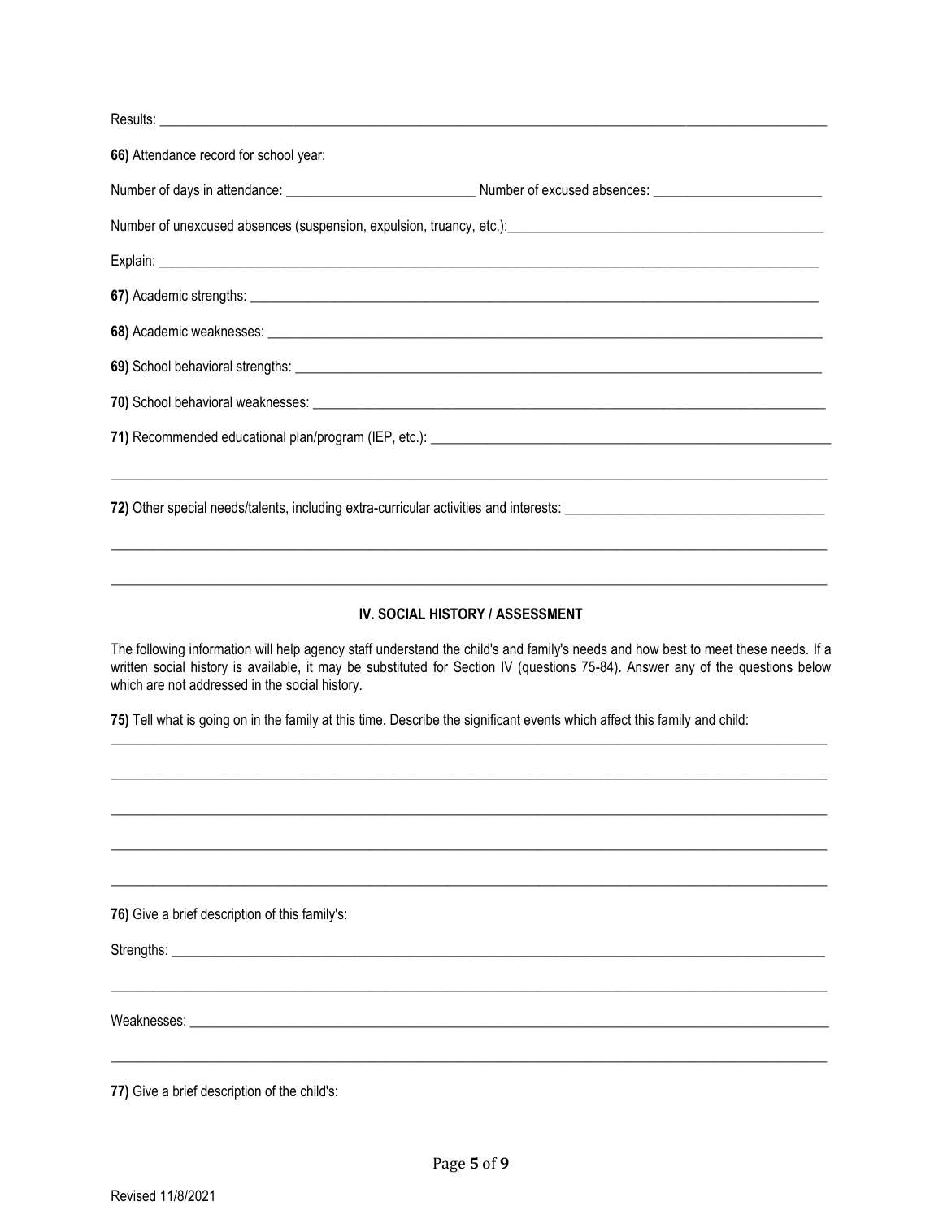Results: ______________________________________________________________________________________________

**66)** Attendance record for school year:

Number of days in attendance: ___________________________ Number of excused absences: ________________________

Number of unexcused absences (suspension, expulsion, truancy, etc.):______________________________________________

Explain: ______________________________________________________________________________________________

**67)** Academic strengths: ________________________________________________________________________________

**68)** Academic weaknesses: ______________________________________________________________________________

**69)** School behavioral strengths: __________________________________________________________________________

**70)** School behavioral weaknesses: ________________________________________________________________________

**71)** Recommended educational plan/program (IEP, etc.): ____________________________________________________

______________________________________________________________________________________________________

**72)** Other special needs/talents, including extra-curricular activities and interests: _____________________________________

______________________________________________________________________________________________________

______________________________________________________________________________________________________

## IV. SOCIAL HISTORY / ASSESSMENT

The following information will help agency staff understand the child's and family's needs and how best to meet these needs. If a written social history is available, it may be substituted for Section IV (questions 75-84). Answer any of the questions below which are not addressed in the social history.

**75)** Tell what is going on in the family at this time. Describe the significant events which affect this family and child:

______________________________________________________________________________________________________

______________________________________________________________________________________________________

______________________________________________________________________________________________________

______________________________________________________________________________________________________

______________________________________________________________________________________________________

**76)** Give a brief description of this family's:

Strengths: _____________________________________________________________________________________________

______________________________________________________________________________________________________

Weaknesses: ___________________________________________________________________________________________

______________________________________________________________________________________________________

**77)** Give a brief description of the child's: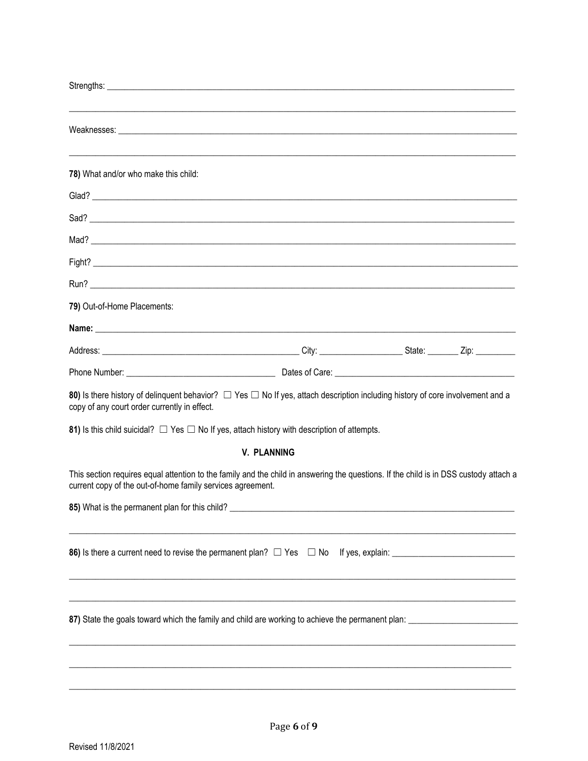Strengths: ______________________________________________________________________________________

______________________________________________________________________________________________

Weaknesses: ____________________________________________________________________________________

______________________________________________________________________________________________

**78)** What and/or who make this child:

Glad? _________________________________________________________________________________________

Sad? __________________________________________________________________________________________

Mad? __________________________________________________________________________________________

Fight? _________________________________________________________________________________________

Run? __________________________________________________________________________________________

**79)** Out-of-Home Placements:

**Name:** ______________________________________________________________________________________

Address: ______________________________________ City: __________________ State: _______ Zip: _________

Phone Number: ______________________________ Dates of Care: ____________________________________

**80)** Is there history of delinquent behavior? ☐ Yes ☐ No If yes, attach description including history of core involvement and a copy of any court order currently in effect.

**81)** Is this child suicidal? ☐ Yes ☐ No If yes, attach history with description of attempts.

## V. PLANNING

This section requires equal attention to the family and the child in answering the questions. If the child is in DSS custody attach a current copy of the out-of-home family services agreement.

**85)** What is the permanent plan for this child? ___________________________________________________

______________________________________________________________________________________________

**86)** Is there a current need to revise the permanent plan? ☐ Yes ☐ No If yes, explain: ___________________________

______________________________________________________________________________________________

______________________________________________________________________________________________

**87)** State the goals toward which the family and child are working to achieve the permanent plan: _____________________

______________________________________________________________________________________________

______________________________________________________________________________________________

______________________________________________________________________________________________

Revised 11/8/2021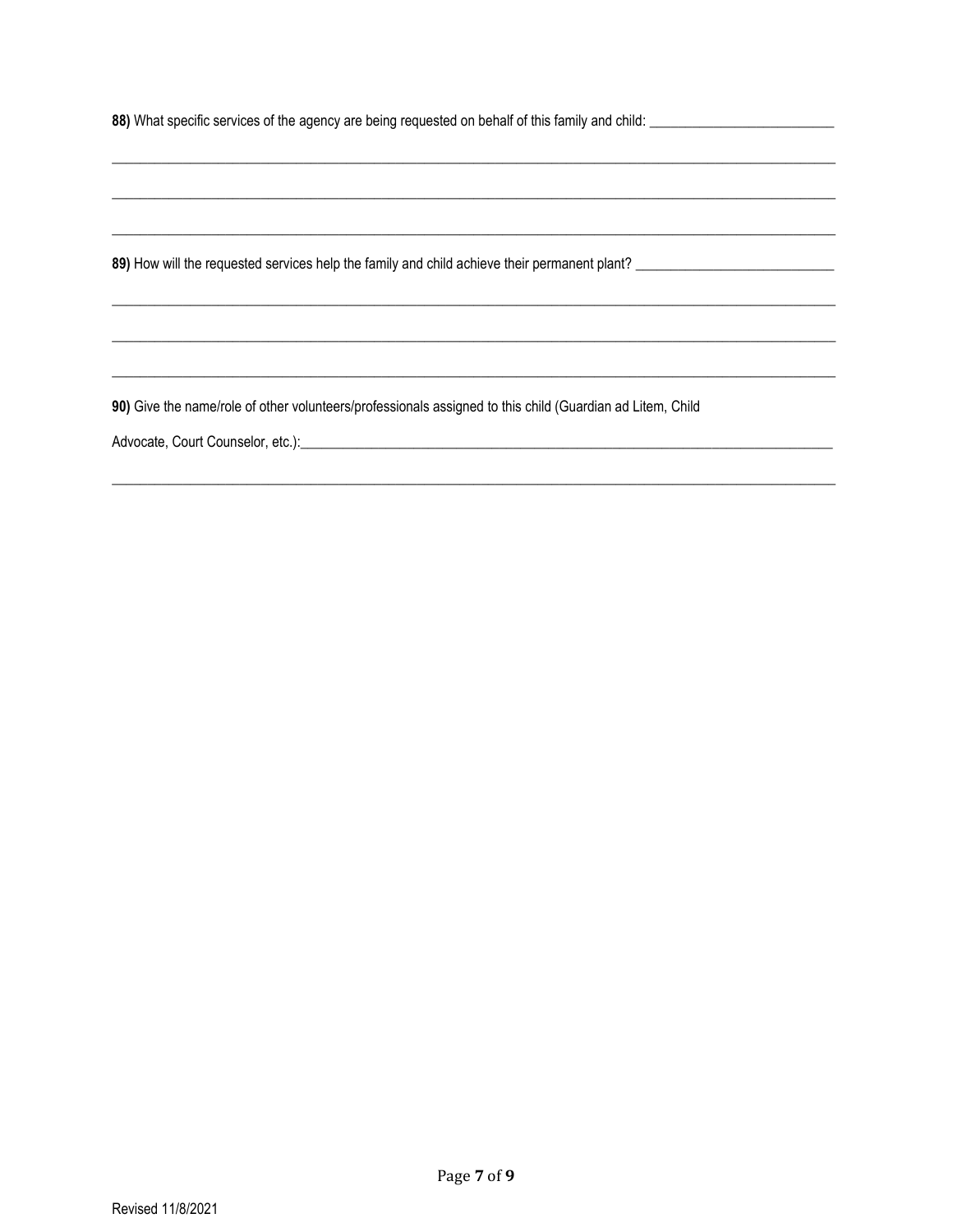**88)** What specific services of the agency are being requested on behalf of this family and child: ___________________________

_____________________________________________________________________________________________________________

_____________________________________________________________________________________________________________

_____________________________________________________________________________________________________________

**89)** How will the requested services help the family and child achieve their permanent plant? ____________________________

_____________________________________________________________________________________________________________

_____________________________________________________________________________________________________________

_____________________________________________________________________________________________________________

**90)** Give the name/role of other volunteers/professionals assigned to this child (Guardian ad Litem, Child Advocate, Court Counselor, etc.):_______________________________________________________________________________

_____________________________________________________________________________________________________________

Revised 11/8/2021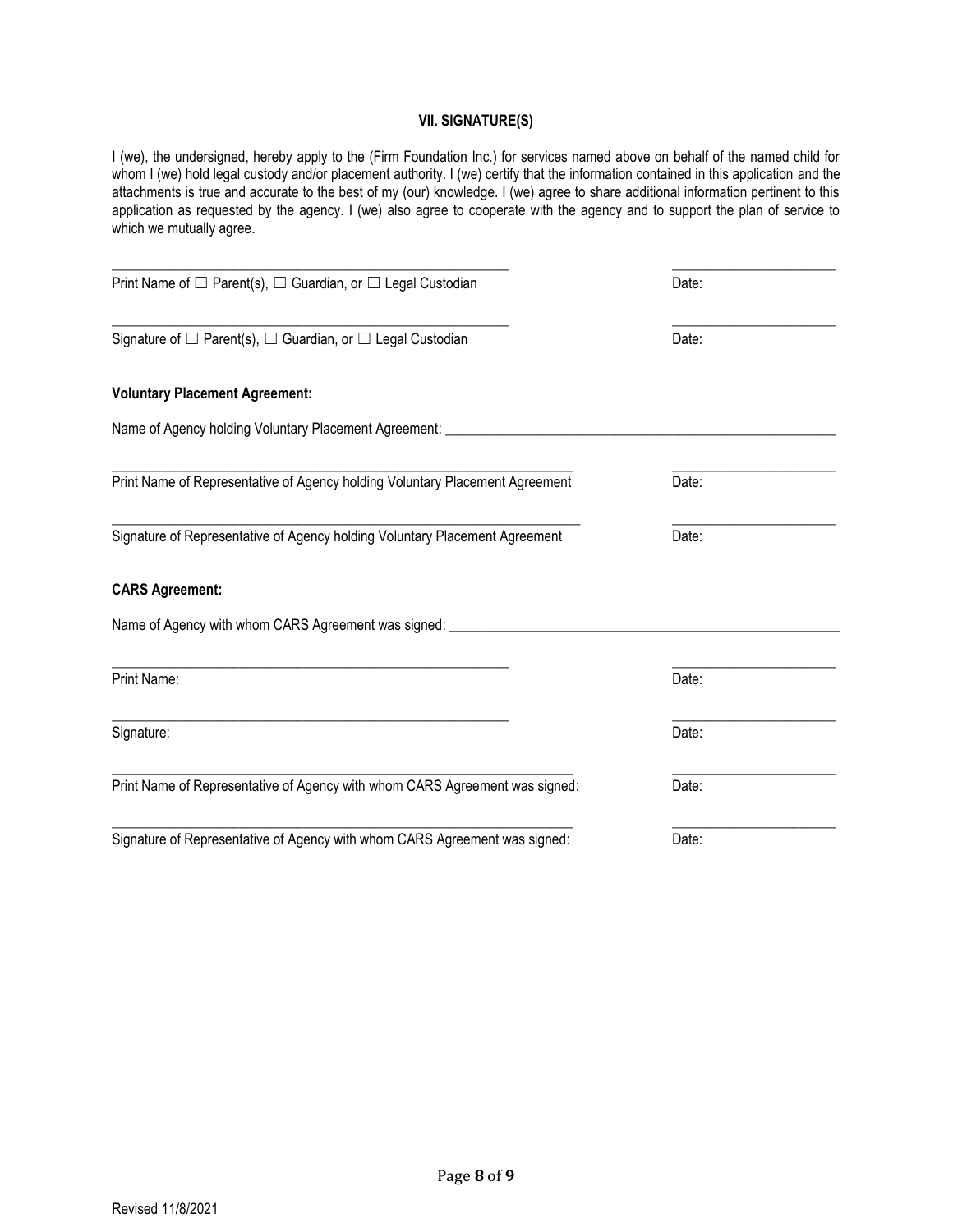## VII. SIGNATURE(S)

I (we), the undersigned, hereby apply to the (Firm Foundation Inc.) for services named above on behalf of the named child for whom I (we) hold legal custody and/or placement authority. I (we) certify that the information contained in this application and the attachments is true and accurate to the best of my (our) knowledge. I (we) agree to share additional information pertinent to this application as requested by the agency. I (we) also agree to cooperate with the agency and to support the plan of service to which we mutually agree.

\_\_\_\_\_\_\_\_\_\_\_\_\_\_\_\_\_\_\_\_\_\_\_\_\_\_\_\_\_\_\_\_\_\_\_\_\_\_\_\_\_\_\_\_\_\_\_\_\_\_\_\_\_\_\_\_ \_\_\_\_\_\_\_\_\_\_\_\_\_\_\_\_\_\_\_\_\_\_\_\_

Print Name of ☐ Parent(s), ☐ Guardian, or ☐ Legal Custodian Date:

\_\_\_\_\_\_\_\_\_\_\_\_\_\_\_\_\_\_\_\_\_\_\_\_\_\_\_\_\_\_\_\_\_\_\_\_\_\_\_\_\_\_\_\_\_\_\_\_\_\_\_\_\_\_\_\_ \_\_\_\_\_\_\_\_\_\_\_\_\_\_\_\_\_\_\_\_\_\_\_\_

Signature of ☐ Parent(s), ☐ Guardian, or ☐ Legal Custodian Date:

**Voluntary Placement Agreement:**

Name of Agency holding Voluntary Placement Agreement: \_\_\_\_\_\_\_\_\_\_\_\_\_\_\_\_\_\_\_\_\_\_\_\_\_\_\_\_\_\_\_\_\_\_\_\_\_\_\_\_\_\_\_\_\_\_\_\_\_\_\_\_\_\_\_\_

\_\_\_\_\_\_\_\_\_\_\_\_\_\_\_\_\_\_\_\_\_\_\_\_\_\_\_\_\_\_\_\_\_\_\_\_\_\_\_\_\_\_\_\_\_\_\_\_\_\_\_\_\_\_\_\_\_\_\_\_\_\_\_\_ \_\_\_\_\_\_\_\_\_\_\_\_\_\_\_\_\_\_\_\_\_\_\_\_

Print Name of Representative of Agency holding Voluntary Placement Agreement Date:

\_\_\_\_\_\_\_\_\_\_\_\_\_\_\_\_\_\_\_\_\_\_\_\_\_\_\_\_\_\_\_\_\_\_\_\_\_\_\_\_\_\_\_\_\_\_\_\_\_\_\_\_\_\_\_\_\_\_\_\_\_\_\_\_ \_\_\_\_\_\_\_\_\_\_\_\_\_\_\_\_\_\_\_\_\_\_\_\_

Signature of Representative of Agency holding Voluntary Placement Agreement Date:

**CARS Agreement:**

Name of Agency with whom CARS Agreement was signed: \_\_\_\_\_\_\_\_\_\_\_\_\_\_\_\_\_\_\_\_\_\_\_\_\_\_\_\_\_\_\_\_\_\_\_\_\_\_\_\_\_\_\_\_\_\_\_\_\_\_\_\_\_\_\_\_

\_\_\_\_\_\_\_\_\_\_\_\_\_\_\_\_\_\_\_\_\_\_\_\_\_\_\_\_\_\_\_\_\_\_\_\_\_\_\_\_\_\_\_\_\_\_\_\_\_\_\_\_\_\_\_\_ \_\_\_\_\_\_\_\_\_\_\_\_\_\_\_\_\_\_\_\_\_\_\_\_

Print Name: Date:

\_\_\_\_\_\_\_\_\_\_\_\_\_\_\_\_\_\_\_\_\_\_\_\_\_\_\_\_\_\_\_\_\_\_\_\_\_\_\_\_\_\_\_\_\_\_\_\_\_\_\_\_\_\_\_\_ \_\_\_\_\_\_\_\_\_\_\_\_\_\_\_\_\_\_\_\_\_\_\_\_

Signature: Date:

\_\_\_\_\_\_\_\_\_\_\_\_\_\_\_\_\_\_\_\_\_\_\_\_\_\_\_\_\_\_\_\_\_\_\_\_\_\_\_\_\_\_\_\_\_\_\_\_\_\_\_\_\_\_\_\_\_\_\_\_\_\_\_\_ \_\_\_\_\_\_\_\_\_\_\_\_\_\_\_\_\_\_\_\_\_\_\_\_

Print Name of Representative of Agency with whom CARS Agreement was signed: Date:

\_\_\_\_\_\_\_\_\_\_\_\_\_\_\_\_\_\_\_\_\_\_\_\_\_\_\_\_\_\_\_\_\_\_\_\_\_\_\_\_\_\_\_\_\_\_\_\_\_\_\_\_\_\_\_\_\_\_\_\_\_\_\_\_ \_\_\_\_\_\_\_\_\_\_\_\_\_\_\_\_\_\_\_\_\_\_\_\_

Signature of Representative of Agency with whom CARS Agreement was signed: Date:

Revised 11/8/2021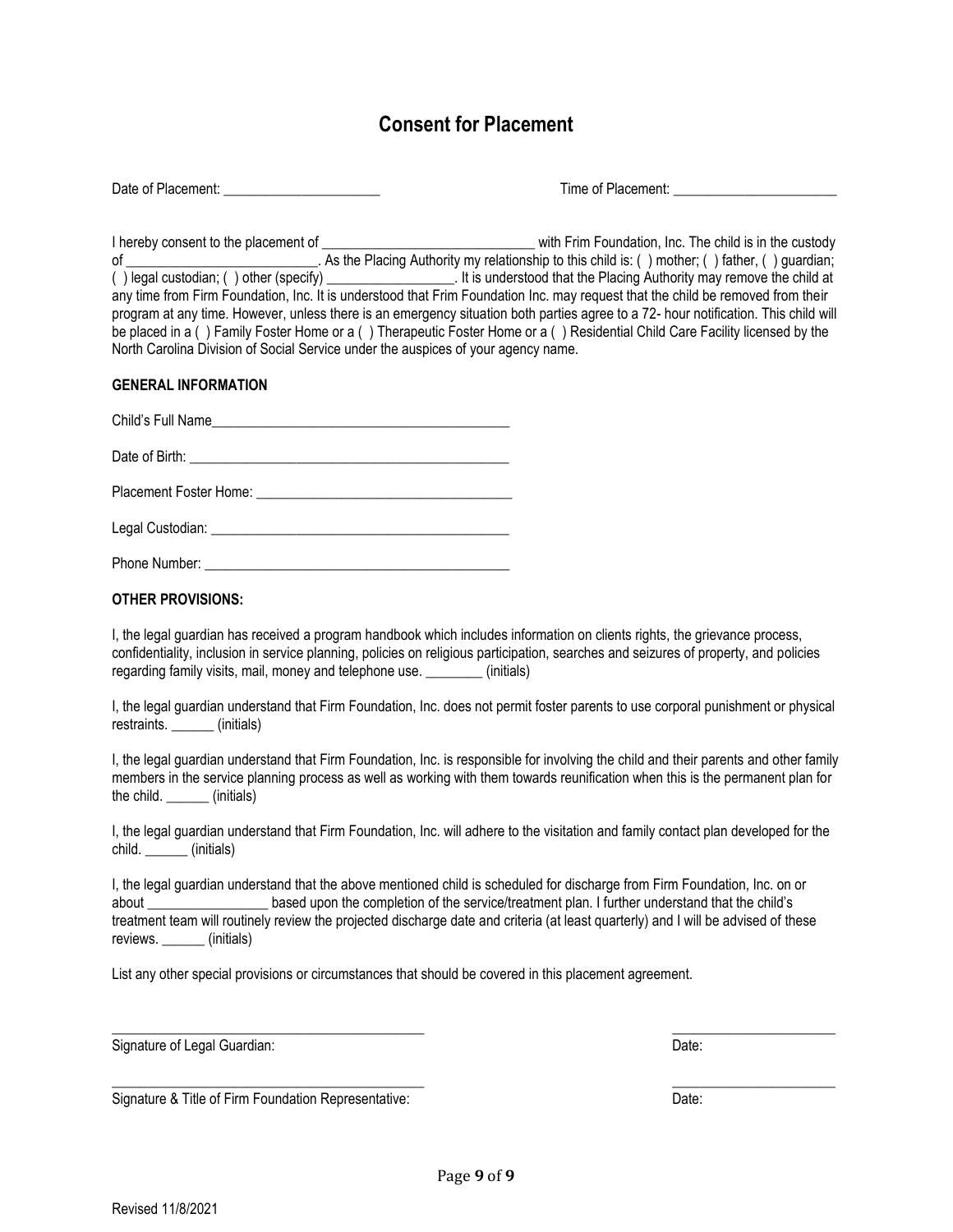# Consent for Placement

Date of Placement: ______________________ Time of Placement: _______________________

I hereby consent to the placement of ______________________________ with Frim Foundation, Inc. The child is in the custody of ___________________________. As the Placing Authority my relationship to this child is: ( ) mother; ( ) father, ( ) guardian; ( ) legal custodian; ( ) other (specify) _________________. It is understood that the Placing Authority may remove the child at any time from Firm Foundation, Inc. It is understood that Frim Foundation Inc. may request that the child be removed from their program at any time. However, unless there is an emergency situation both parties agree to a 72- hour notification. This child will be placed in a ( ) Family Foster Home or a ( ) Therapeutic Foster Home or a ( ) Residential Child Care Facility licensed by the North Carolina Division of Social Service under the auspices of your agency name.

**GENERAL INFORMATION**

Child's Full Name___________________________________________

Date of Birth: ______________________________________________

Placement Foster Home: ____________________________________

Legal Custodian: ___________________________________________

Phone Number: ____________________________________________

**OTHER PROVISIONS:**

I, the legal guardian has received a program handbook which includes information on clients rights, the grievance process, confidentiality, inclusion in service planning, policies on religious participation, searches and seizures of property, and policies regarding family visits, mail, money and telephone use. ________ (initials)

I, the legal guardian understand that Firm Foundation, Inc. does not permit foster parents to use corporal punishment or physical restraints. ______ (initials)

I, the legal guardian understand that Firm Foundation, Inc. is responsible for involving the child and their parents and other family members in the service planning process as well as working with them towards reunification when this is the permanent plan for the child. ______ (initials)

I, the legal guardian understand that Firm Foundation, Inc. will adhere to the visitation and family contact plan developed for the child. ______ (initials)

I, the legal guardian understand that the above mentioned child is scheduled for discharge from Firm Foundation, Inc. on or about _________________ based upon the completion of the service/treatment plan. I further understand that the child's treatment team will routinely review the projected discharge date and criteria (at least quarterly) and I will be advised of these reviews. ______ (initials)

List any other special provisions or circumstances that should be covered in this placement agreement.

_____________________________________________ _______________________

Signature of Legal Guardian: Date:

_____________________________________________ _______________________

Signature & Title of Firm Foundation Representative: Date:

Revised 11/8/2021